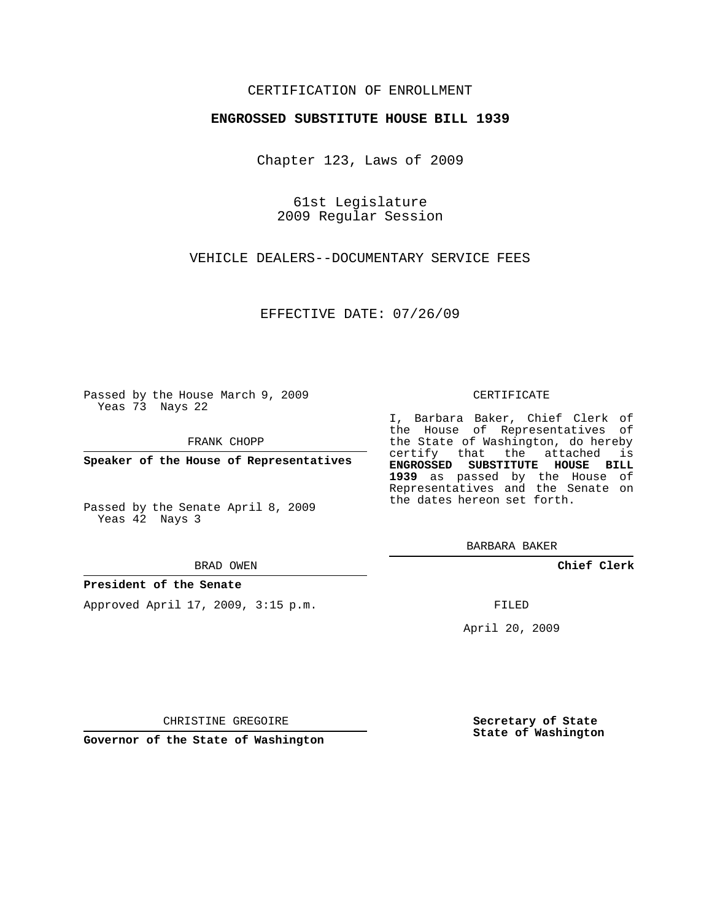CERTIFICATION OF ENROLLMENT

**ENGROSSED SUBSTITUTE HOUSE BILL 1939**

Chapter 123, Laws of 2009

61st Legislature
2009 Regular Session

VEHICLE DEALERS--DOCUMENTARY SERVICE FEES

EFFECTIVE DATE: 07/26/09

Passed by the House March 9, 2009
Yeas 73 Nays 22

FRANK CHOPP

**Speaker of the House of Representatives**

Passed by the Senate April 8, 2009
Yeas 42 Nays 3

BRAD OWEN

**President of the Senate**

Approved April 17, 2009, 3:15 p.m.

CHRISTINE GREGOIRE

**Governor of the State of Washington**

CERTIFICATE

I, Barbara Baker, Chief Clerk of the House of Representatives of the State of Washington, do hereby certify that the attached is **ENGROSSED SUBSTITUTE HOUSE BILL 1939** as passed by the House of Representatives and the Senate on the dates hereon set forth.

BARBARA BAKER

**Chief Clerk**

FILED

April 20, 2009

**Secretary of State**
**State of Washington**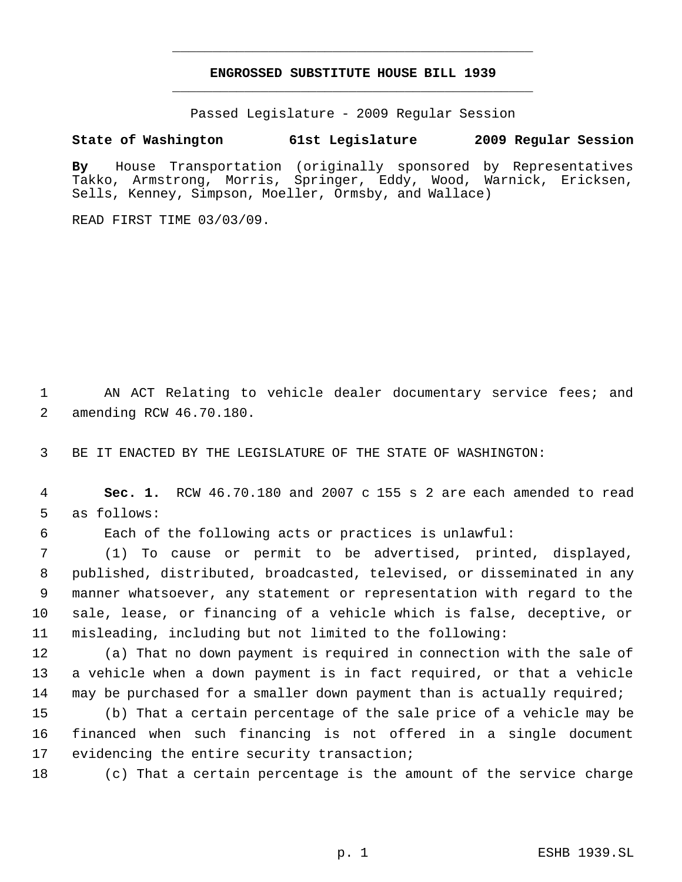**ENGROSSED SUBSTITUTE HOUSE BILL 1939**

Passed Legislature - 2009 Regular Session

**State of Washington 61st Legislature 2009 Regular Session**

**By** House Transportation (originally sponsored by Representatives Takko, Armstrong, Morris, Springer, Eddy, Wood, Warnick, Ericksen, Sells, Kenney, Simpson, Moeller, Ormsby, and Wallace)

READ FIRST TIME 03/03/09.

AN ACT Relating to vehicle dealer documentary service fees; and amending RCW 46.70.180.

BE IT ENACTED BY THE LEGISLATURE OF THE STATE OF WASHINGTON:

**Sec. 1.** RCW 46.70.180 and 2007 c 155 s 2 are each amended to read as follows:

Each of the following acts or practices is unlawful:

(1) To cause or permit to be advertised, printed, displayed, published, distributed, broadcasted, televised, or disseminated in any manner whatsoever, any statement or representation with regard to the sale, lease, or financing of a vehicle which is false, deceptive, or misleading, including but not limited to the following:

(a) That no down payment is required in connection with the sale of a vehicle when a down payment is in fact required, or that a vehicle may be purchased for a smaller down payment than is actually required;

(b) That a certain percentage of the sale price of a vehicle may be financed when such financing is not offered in a single document evidencing the entire security transaction;

(c) That a certain percentage is the amount of the service charge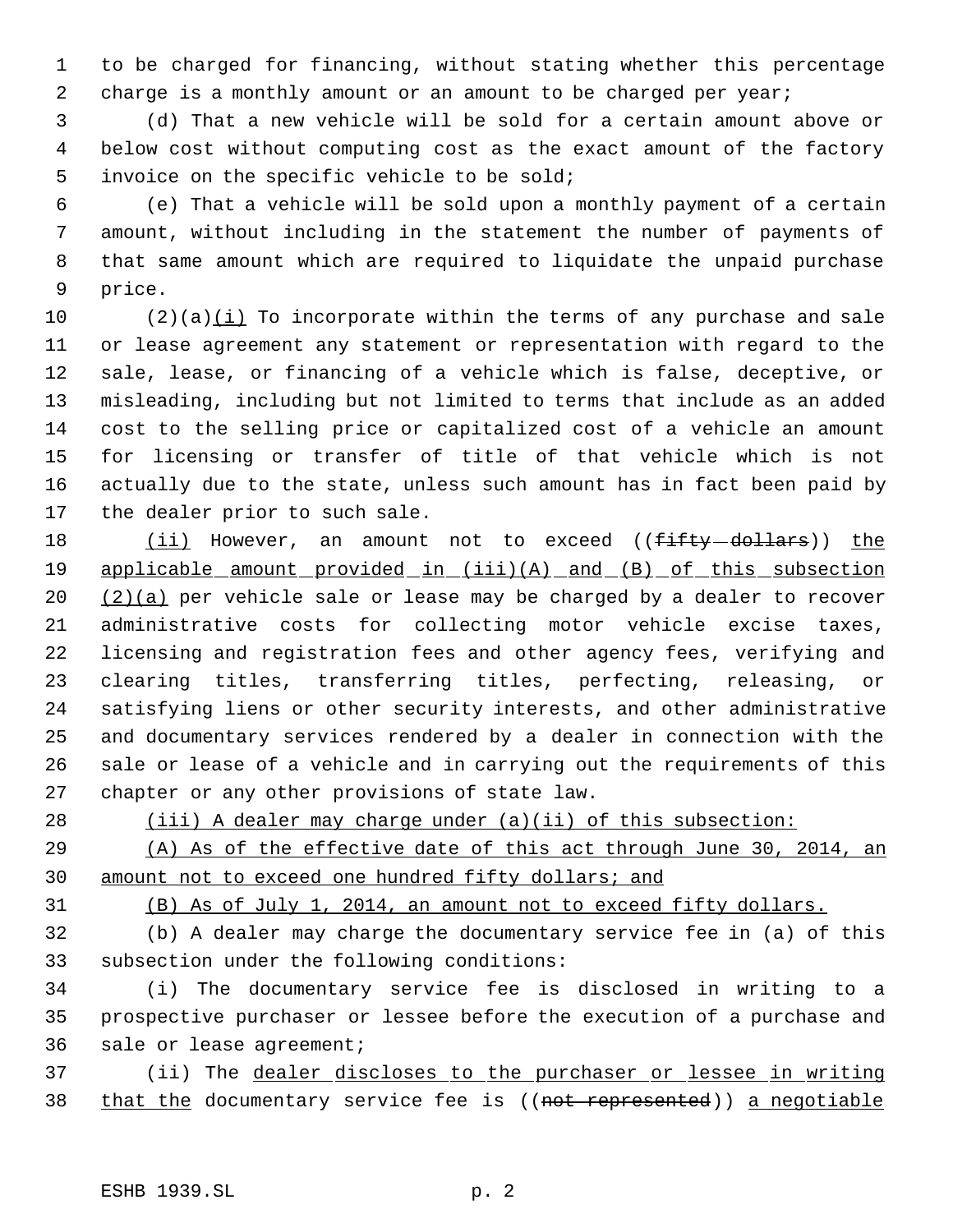to be charged for financing, without stating whether this percentage charge is a monthly amount or an amount to be charged per year;

(d) That a new vehicle will be sold for a certain amount above or below cost without computing cost as the exact amount of the factory invoice on the specific vehicle to be sold;

(e) That a vehicle will be sold upon a monthly payment of a certain amount, without including in the statement the number of payments of that same amount which are required to liquidate the unpaid purchase price.

(2)(a)(i) To incorporate within the terms of any purchase and sale or lease agreement any statement or representation with regard to the sale, lease, or financing of a vehicle which is false, deceptive, or misleading, including but not limited to terms that include as an added cost to the selling price or capitalized cost of a vehicle an amount for licensing or transfer of title of that vehicle which is not actually due to the state, unless such amount has in fact been paid by the dealer prior to such sale.

(ii) However, an amount not to exceed ((~~fifty dollars~~)) the applicable amount provided in (iii)(A) and (B) of this subsection (2)(a) per vehicle sale or lease may be charged by a dealer to recover administrative costs for collecting motor vehicle excise taxes, licensing and registration fees and other agency fees, verifying and clearing titles, transferring titles, perfecting, releasing, or satisfying liens or other security interests, and other administrative and documentary services rendered by a dealer in connection with the sale or lease of a vehicle and in carrying out the requirements of this chapter or any other provisions of state law.

(iii) A dealer may charge under (a)(ii) of this subsection:

(A) As of the effective date of this act through June 30, 2014, an amount not to exceed one hundred fifty dollars; and

(B) As of July 1, 2014, an amount not to exceed fifty dollars.

(b) A dealer may charge the documentary service fee in (a) of this subsection under the following conditions:

(i) The documentary service fee is disclosed in writing to a prospective purchaser or lessee before the execution of a purchase and sale or lease agreement;

(ii) The dealer discloses to the purchaser or lessee in writing that the documentary service fee is ((~~not represented~~)) a negotiable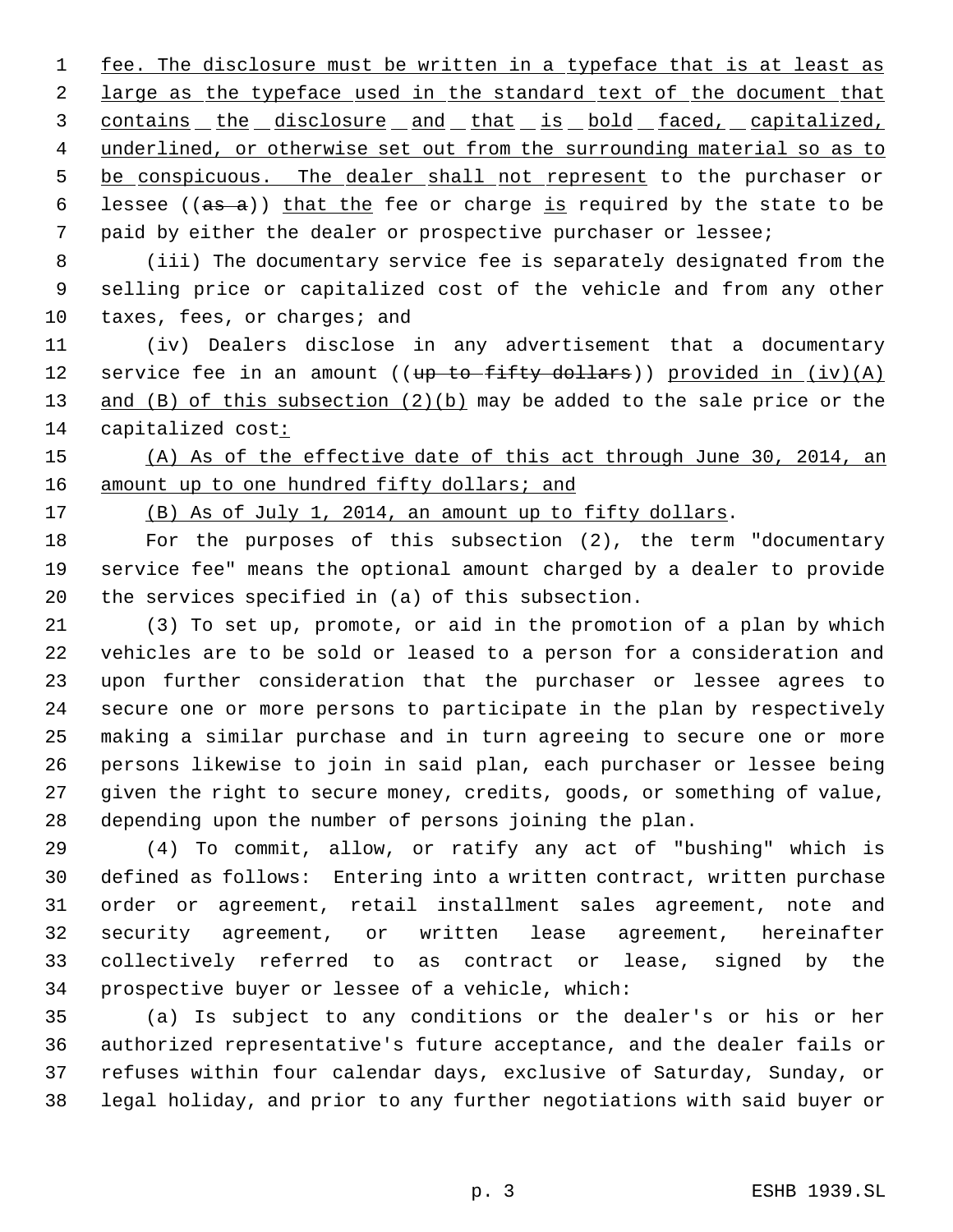fee. The disclosure must be written in a typeface that is at least as large as the typeface used in the standard text of the document that contains the disclosure and that is bold faced, capitalized, underlined, or otherwise set out from the surrounding material so as to be conspicuous. The dealer shall not represent to the purchaser or lessee ((as a)) that the fee or charge is required by the state to be paid by either the dealer or prospective purchaser or lessee;

(iii) The documentary service fee is separately designated from the selling price or capitalized cost of the vehicle and from any other taxes, fees, or charges; and

(iv) Dealers disclose in any advertisement that a documentary service fee in an amount ((up to fifty dollars)) provided in (iv)(A) and (B) of this subsection (2)(b) may be added to the sale price or the capitalized cost:

(A) As of the effective date of this act through June 30, 2014, an amount up to one hundred fifty dollars; and

(B) As of July 1, 2014, an amount up to fifty dollars.

For the purposes of this subsection (2), the term "documentary service fee" means the optional amount charged by a dealer to provide the services specified in (a) of this subsection.

(3) To set up, promote, or aid in the promotion of a plan by which vehicles are to be sold or leased to a person for a consideration and upon further consideration that the purchaser or lessee agrees to secure one or more persons to participate in the plan by respectively making a similar purchase and in turn agreeing to secure one or more persons likewise to join in said plan, each purchaser or lessee being given the right to secure money, credits, goods, or something of value, depending upon the number of persons joining the plan.

(4) To commit, allow, or ratify any act of "bushing" which is defined as follows: Entering into a written contract, written purchase order or agreement, retail installment sales agreement, note and security agreement, or written lease agreement, hereinafter collectively referred to as contract or lease, signed by the prospective buyer or lessee of a vehicle, which:

(a) Is subject to any conditions or the dealer's or his or her authorized representative's future acceptance, and the dealer fails or refuses within four calendar days, exclusive of Saturday, Sunday, or legal holiday, and prior to any further negotiations with said buyer or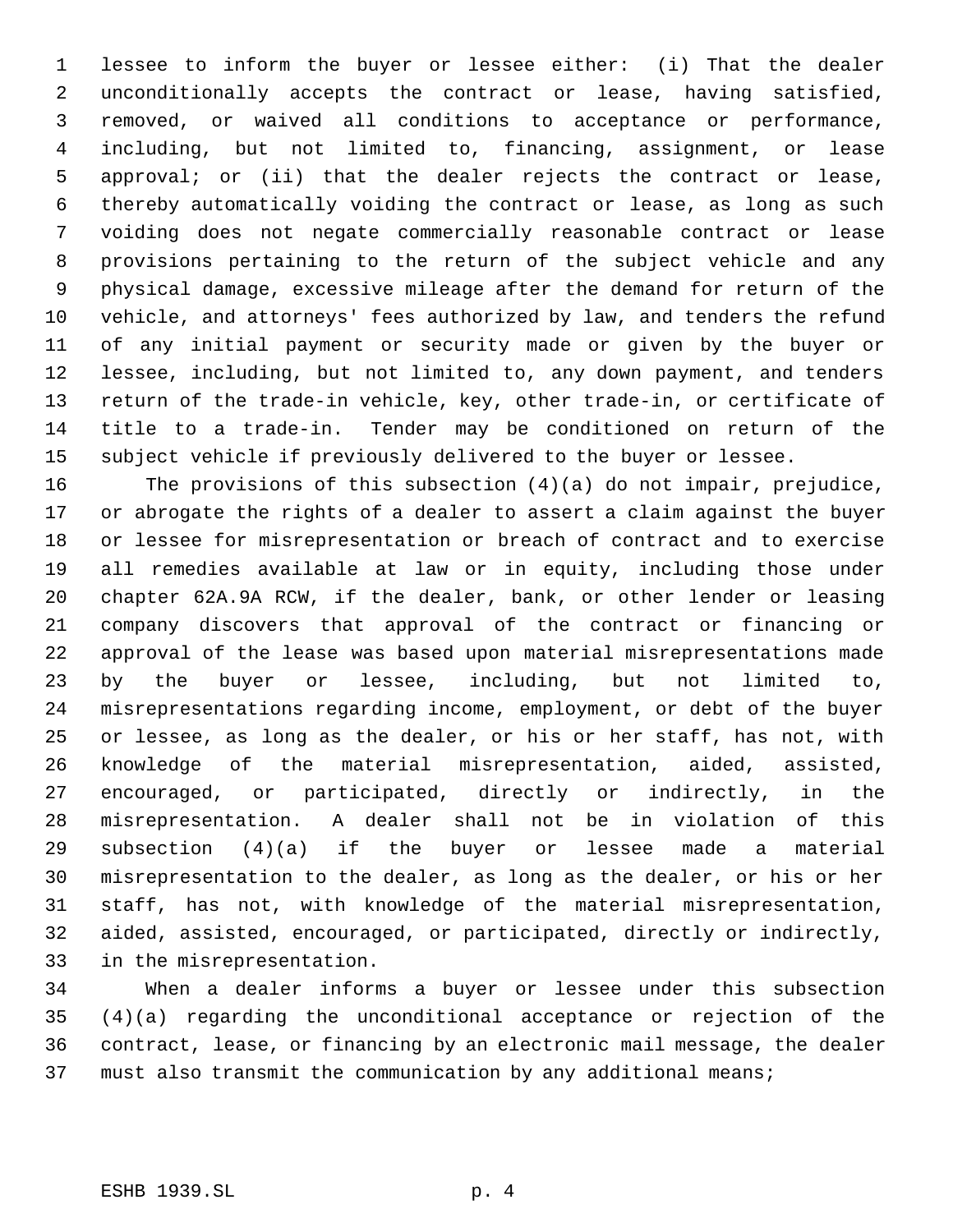lessee to inform the buyer or lessee either: (i) That the dealer unconditionally accepts the contract or lease, having satisfied, removed, or waived all conditions to acceptance or performance, including, but not limited to, financing, assignment, or lease approval; or (ii) that the dealer rejects the contract or lease, thereby automatically voiding the contract or lease, as long as such voiding does not negate commercially reasonable contract or lease provisions pertaining to the return of the subject vehicle and any physical damage, excessive mileage after the demand for return of the vehicle, and attorneys' fees authorized by law, and tenders the refund of any initial payment or security made or given by the buyer or lessee, including, but not limited to, any down payment, and tenders return of the trade-in vehicle, key, other trade-in, or certificate of title to a trade-in. Tender may be conditioned on return of the subject vehicle if previously delivered to the buyer or lessee.

The provisions of this subsection (4)(a) do not impair, prejudice, or abrogate the rights of a dealer to assert a claim against the buyer or lessee for misrepresentation or breach of contract and to exercise all remedies available at law or in equity, including those under chapter 62A.9A RCW, if the dealer, bank, or other lender or leasing company discovers that approval of the contract or financing or approval of the lease was based upon material misrepresentations made by the buyer or lessee, including, but not limited to, misrepresentations regarding income, employment, or debt of the buyer or lessee, as long as the dealer, or his or her staff, has not, with knowledge of the material misrepresentation, aided, assisted, encouraged, or participated, directly or indirectly, in the misrepresentation. A dealer shall not be in violation of this subsection (4)(a) if the buyer or lessee made a material misrepresentation to the dealer, as long as the dealer, or his or her staff, has not, with knowledge of the material misrepresentation, aided, assisted, encouraged, or participated, directly or indirectly, in the misrepresentation.

When a dealer informs a buyer or lessee under this subsection (4)(a) regarding the unconditional acceptance or rejection of the contract, lease, or financing by an electronic mail message, the dealer must also transmit the communication by any additional means;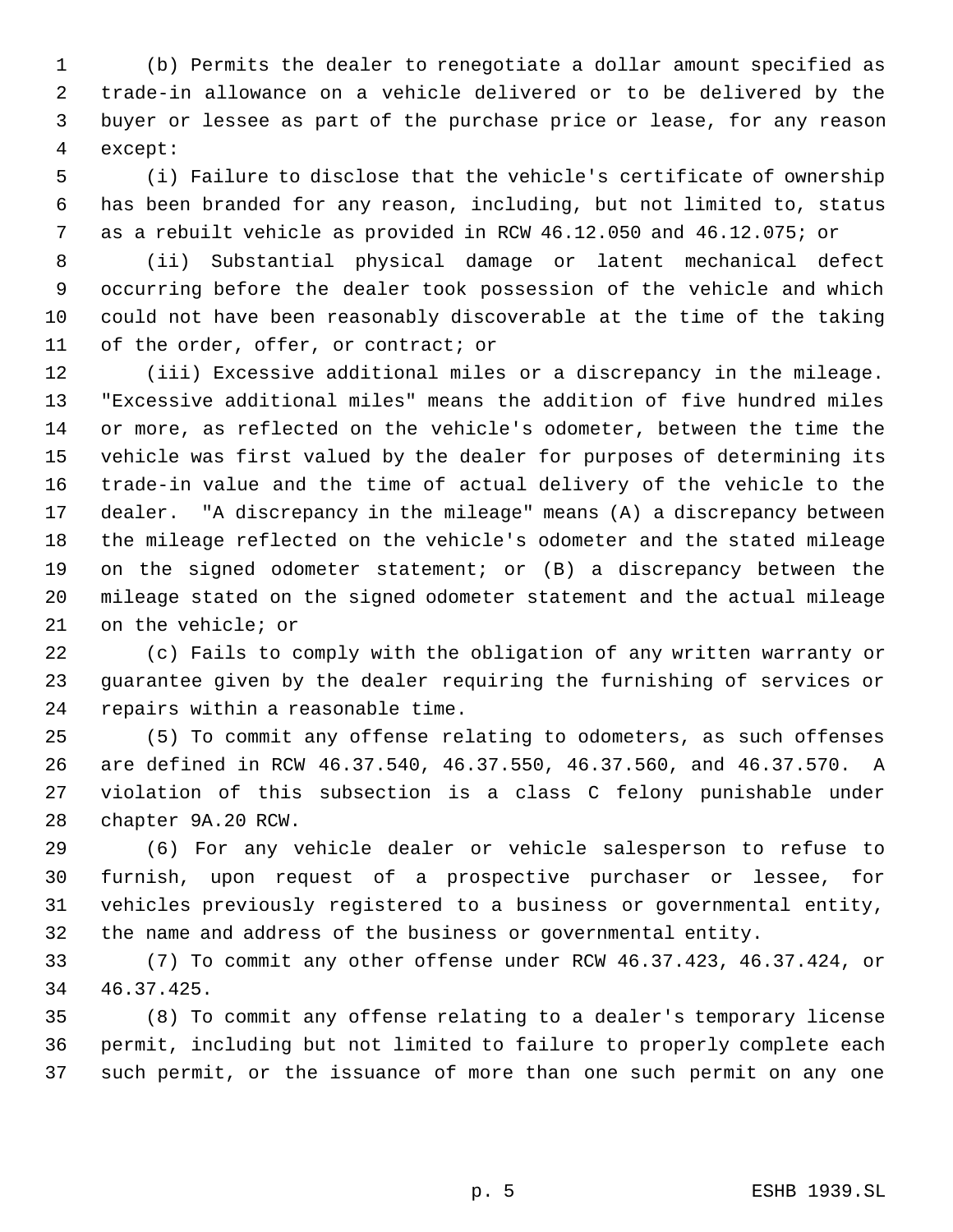(b) Permits the dealer to renegotiate a dollar amount specified as trade-in allowance on a vehicle delivered or to be delivered by the buyer or lessee as part of the purchase price or lease, for any reason except:

(i) Failure to disclose that the vehicle's certificate of ownership has been branded for any reason, including, but not limited to, status as a rebuilt vehicle as provided in RCW 46.12.050 and 46.12.075; or

(ii) Substantial physical damage or latent mechanical defect occurring before the dealer took possession of the vehicle and which could not have been reasonably discoverable at the time of the taking of the order, offer, or contract; or

(iii) Excessive additional miles or a discrepancy in the mileage. "Excessive additional miles" means the addition of five hundred miles or more, as reflected on the vehicle's odometer, between the time the vehicle was first valued by the dealer for purposes of determining its trade-in value and the time of actual delivery of the vehicle to the dealer. "A discrepancy in the mileage" means (A) a discrepancy between the mileage reflected on the vehicle's odometer and the stated mileage on the signed odometer statement; or (B) a discrepancy between the mileage stated on the signed odometer statement and the actual mileage on the vehicle; or

(c) Fails to comply with the obligation of any written warranty or guarantee given by the dealer requiring the furnishing of services or repairs within a reasonable time.

(5) To commit any offense relating to odometers, as such offenses are defined in RCW 46.37.540, 46.37.550, 46.37.560, and 46.37.570. A violation of this subsection is a class C felony punishable under chapter 9A.20 RCW.

(6) For any vehicle dealer or vehicle salesperson to refuse to furnish, upon request of a prospective purchaser or lessee, for vehicles previously registered to a business or governmental entity, the name and address of the business or governmental entity.

(7) To commit any other offense under RCW 46.37.423, 46.37.424, or 46.37.425.

(8) To commit any offense relating to a dealer's temporary license permit, including but not limited to failure to properly complete each such permit, or the issuance of more than one such permit on any one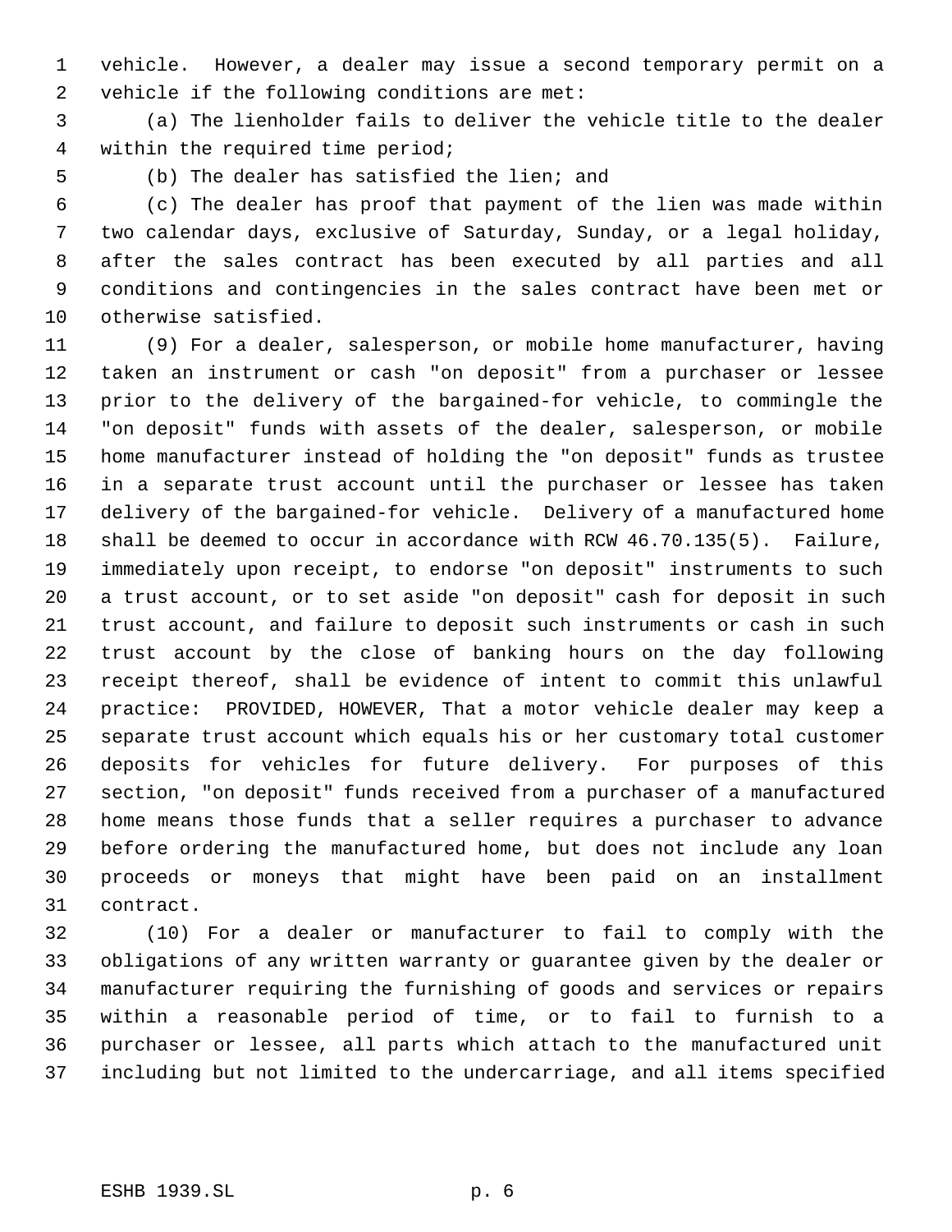vehicle. However, a dealer may issue a second temporary permit on a vehicle if the following conditions are met:

(a) The lienholder fails to deliver the vehicle title to the dealer within the required time period;

(b) The dealer has satisfied the lien; and

(c) The dealer has proof that payment of the lien was made within two calendar days, exclusive of Saturday, Sunday, or a legal holiday, after the sales contract has been executed by all parties and all conditions and contingencies in the sales contract have been met or otherwise satisfied.

(9) For a dealer, salesperson, or mobile home manufacturer, having taken an instrument or cash "on deposit" from a purchaser or lessee prior to the delivery of the bargained-for vehicle, to commingle the "on deposit" funds with assets of the dealer, salesperson, or mobile home manufacturer instead of holding the "on deposit" funds as trustee in a separate trust account until the purchaser or lessee has taken delivery of the bargained-for vehicle. Delivery of a manufactured home shall be deemed to occur in accordance with RCW 46.70.135(5). Failure, immediately upon receipt, to endorse "on deposit" instruments to such a trust account, or to set aside "on deposit" cash for deposit in such trust account, and failure to deposit such instruments or cash in such trust account by the close of banking hours on the day following receipt thereof, shall be evidence of intent to commit this unlawful practice: PROVIDED, HOWEVER, That a motor vehicle dealer may keep a separate trust account which equals his or her customary total customer deposits for vehicles for future delivery. For purposes of this section, "on deposit" funds received from a purchaser of a manufactured home means those funds that a seller requires a purchaser to advance before ordering the manufactured home, but does not include any loan proceeds or moneys that might have been paid on an installment contract.

(10) For a dealer or manufacturer to fail to comply with the obligations of any written warranty or guarantee given by the dealer or manufacturer requiring the furnishing of goods and services or repairs within a reasonable period of time, or to fail to furnish to a purchaser or lessee, all parts which attach to the manufactured unit including but not limited to the undercarriage, and all items specified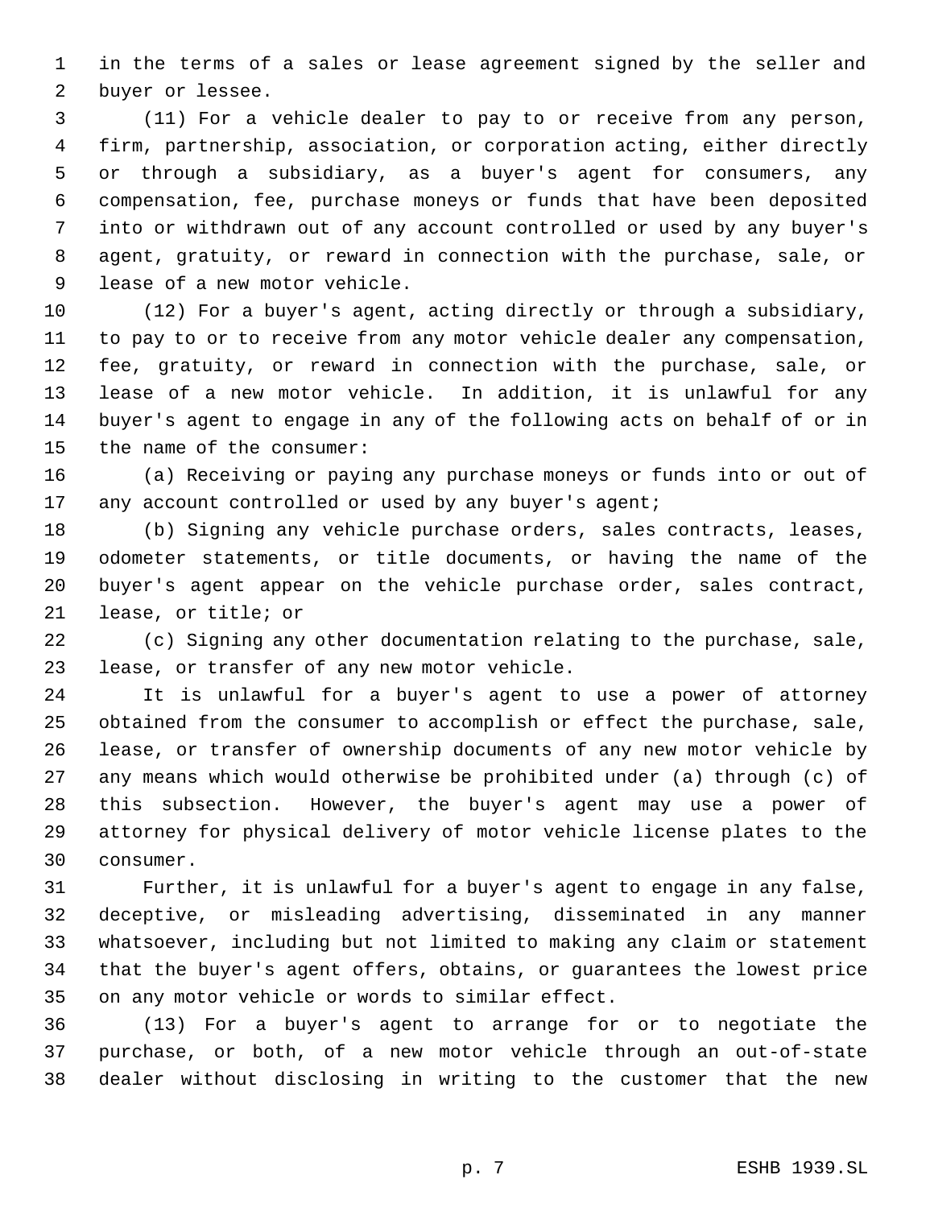in the terms of a sales or lease agreement signed by the seller and buyer or lessee.

(11) For a vehicle dealer to pay to or receive from any person, firm, partnership, association, or corporation acting, either directly or through a subsidiary, as a buyer's agent for consumers, any compensation, fee, purchase moneys or funds that have been deposited into or withdrawn out of any account controlled or used by any buyer's agent, gratuity, or reward in connection with the purchase, sale, or lease of a new motor vehicle.

(12) For a buyer's agent, acting directly or through a subsidiary, to pay to or to receive from any motor vehicle dealer any compensation, fee, gratuity, or reward in connection with the purchase, sale, or lease of a new motor vehicle. In addition, it is unlawful for any buyer's agent to engage in any of the following acts on behalf of or in the name of the consumer:

(a) Receiving or paying any purchase moneys or funds into or out of any account controlled or used by any buyer's agent;

(b) Signing any vehicle purchase orders, sales contracts, leases, odometer statements, or title documents, or having the name of the buyer's agent appear on the vehicle purchase order, sales contract, lease, or title; or

(c) Signing any other documentation relating to the purchase, sale, lease, or transfer of any new motor vehicle.

It is unlawful for a buyer's agent to use a power of attorney obtained from the consumer to accomplish or effect the purchase, sale, lease, or transfer of ownership documents of any new motor vehicle by any means which would otherwise be prohibited under (a) through (c) of this subsection. However, the buyer's agent may use a power of attorney for physical delivery of motor vehicle license plates to the consumer.

Further, it is unlawful for a buyer's agent to engage in any false, deceptive, or misleading advertising, disseminated in any manner whatsoever, including but not limited to making any claim or statement that the buyer's agent offers, obtains, or guarantees the lowest price on any motor vehicle or words to similar effect.

(13) For a buyer's agent to arrange for or to negotiate the purchase, or both, of a new motor vehicle through an out-of-state dealer without disclosing in writing to the customer that the new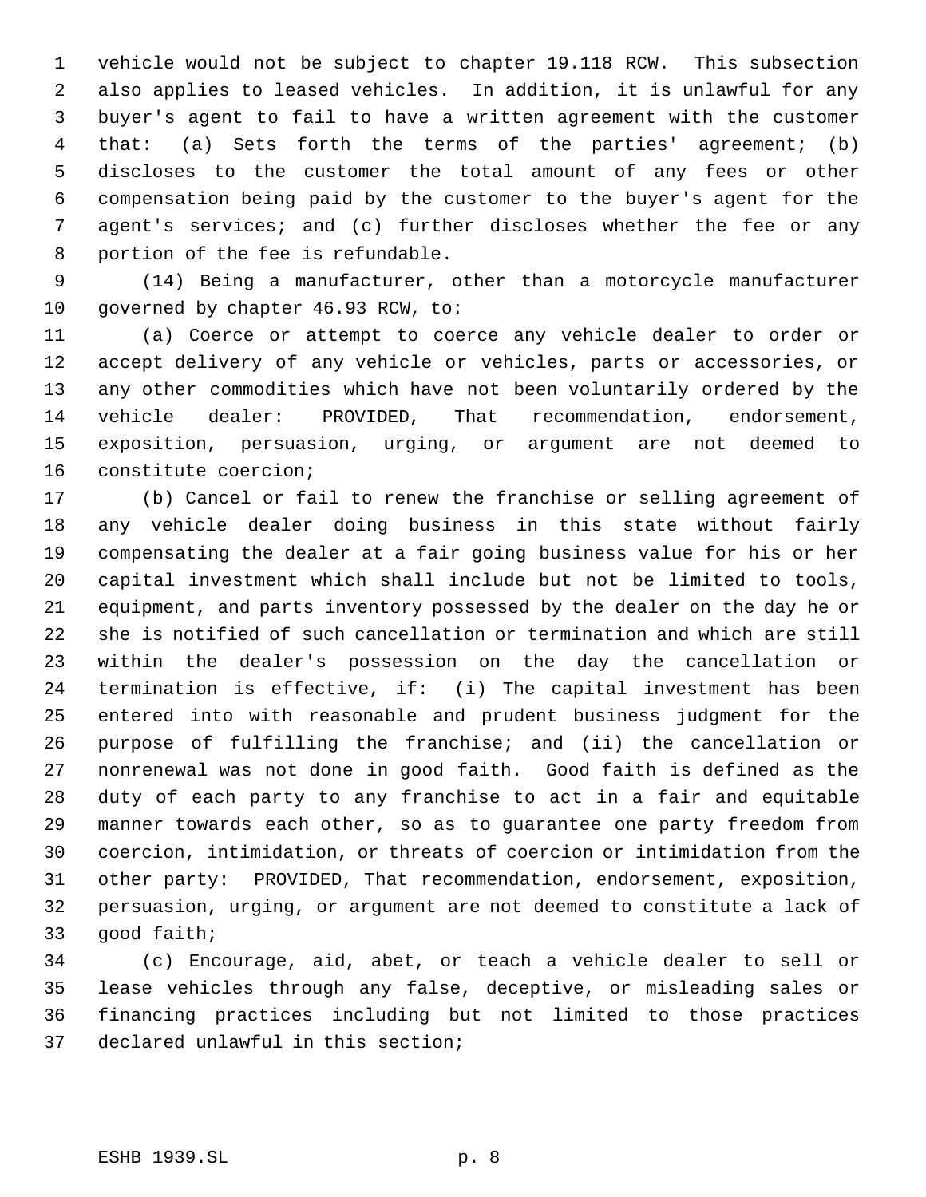vehicle would not be subject to chapter 19.118 RCW. This subsection also applies to leased vehicles. In addition, it is unlawful for any buyer's agent to fail to have a written agreement with the customer that: (a) Sets forth the terms of the parties' agreement; (b) discloses to the customer the total amount of any fees or other compensation being paid by the customer to the buyer's agent for the agent's services; and (c) further discloses whether the fee or any portion of the fee is refundable.

(14) Being a manufacturer, other than a motorcycle manufacturer governed by chapter 46.93 RCW, to:

(a) Coerce or attempt to coerce any vehicle dealer to order or accept delivery of any vehicle or vehicles, parts or accessories, or any other commodities which have not been voluntarily ordered by the vehicle dealer: PROVIDED, That recommendation, endorsement, exposition, persuasion, urging, or argument are not deemed to constitute coercion;

(b) Cancel or fail to renew the franchise or selling agreement of any vehicle dealer doing business in this state without fairly compensating the dealer at a fair going business value for his or her capital investment which shall include but not be limited to tools, equipment, and parts inventory possessed by the dealer on the day he or she is notified of such cancellation or termination and which are still within the dealer's possession on the day the cancellation or termination is effective, if: (i) The capital investment has been entered into with reasonable and prudent business judgment for the purpose of fulfilling the franchise; and (ii) the cancellation or nonrenewal was not done in good faith. Good faith is defined as the duty of each party to any franchise to act in a fair and equitable manner towards each other, so as to guarantee one party freedom from coercion, intimidation, or threats of coercion or intimidation from the other party: PROVIDED, That recommendation, endorsement, exposition, persuasion, urging, or argument are not deemed to constitute a lack of good faith;

(c) Encourage, aid, abet, or teach a vehicle dealer to sell or lease vehicles through any false, deceptive, or misleading sales or financing practices including but not limited to those practices declared unlawful in this section;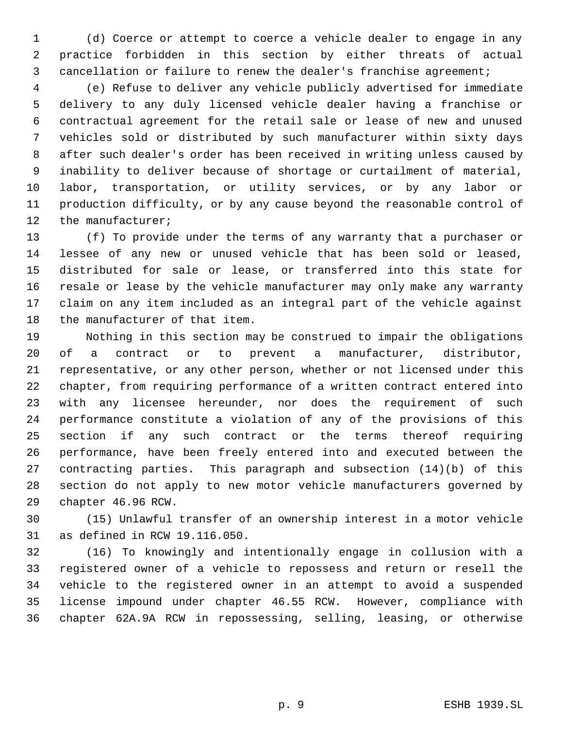(d) Coerce or attempt to coerce a vehicle dealer to engage in any practice forbidden in this section by either threats of actual cancellation or failure to renew the dealer's franchise agreement;

(e) Refuse to deliver any vehicle publicly advertised for immediate delivery to any duly licensed vehicle dealer having a franchise or contractual agreement for the retail sale or lease of new and unused vehicles sold or distributed by such manufacturer within sixty days after such dealer's order has been received in writing unless caused by inability to deliver because of shortage or curtailment of material, labor, transportation, or utility services, or by any labor or production difficulty, or by any cause beyond the reasonable control of the manufacturer;

(f) To provide under the terms of any warranty that a purchaser or lessee of any new or unused vehicle that has been sold or leased, distributed for sale or lease, or transferred into this state for resale or lease by the vehicle manufacturer may only make any warranty claim on any item included as an integral part of the vehicle against the manufacturer of that item.

Nothing in this section may be construed to impair the obligations of a contract or to prevent a manufacturer, distributor, representative, or any other person, whether or not licensed under this chapter, from requiring performance of a written contract entered into with any licensee hereunder, nor does the requirement of such performance constitute a violation of any of the provisions of this section if any such contract or the terms thereof requiring performance, have been freely entered into and executed between the contracting parties. This paragraph and subsection (14)(b) of this section do not apply to new motor vehicle manufacturers governed by chapter 46.96 RCW.

(15) Unlawful transfer of an ownership interest in a motor vehicle as defined in RCW 19.116.050.

(16) To knowingly and intentionally engage in collusion with a registered owner of a vehicle to repossess and return or resell the vehicle to the registered owner in an attempt to avoid a suspended license impound under chapter 46.55 RCW. However, compliance with chapter 62A.9A RCW in repossessing, selling, leasing, or otherwise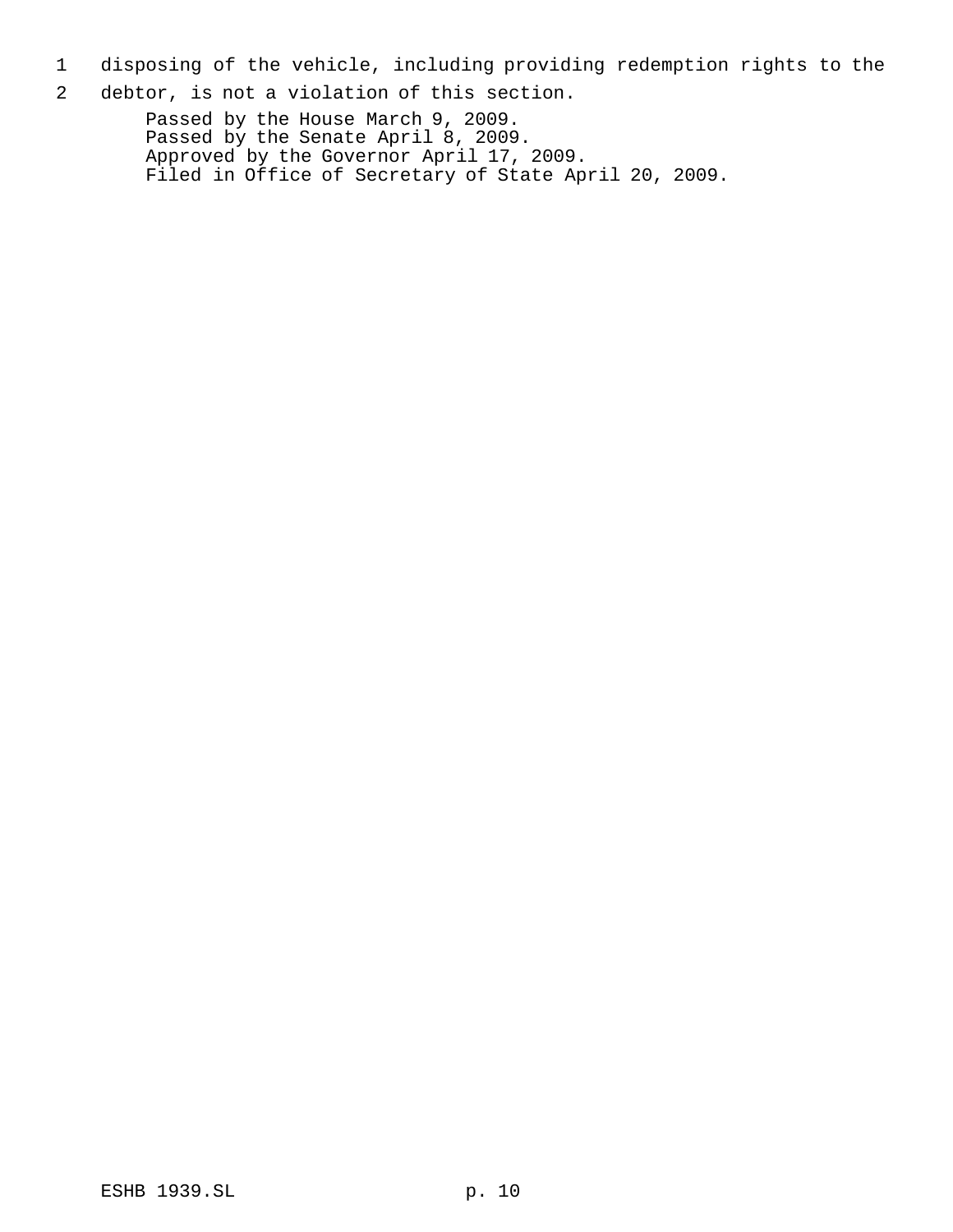disposing of the vehicle, including providing redemption rights to the debtor, is not a violation of this section.

Passed by the House March 9, 2009.
Passed by the Senate April 8, 2009.
Approved by the Governor April 17, 2009.
Filed in Office of Secretary of State April 20, 2009.